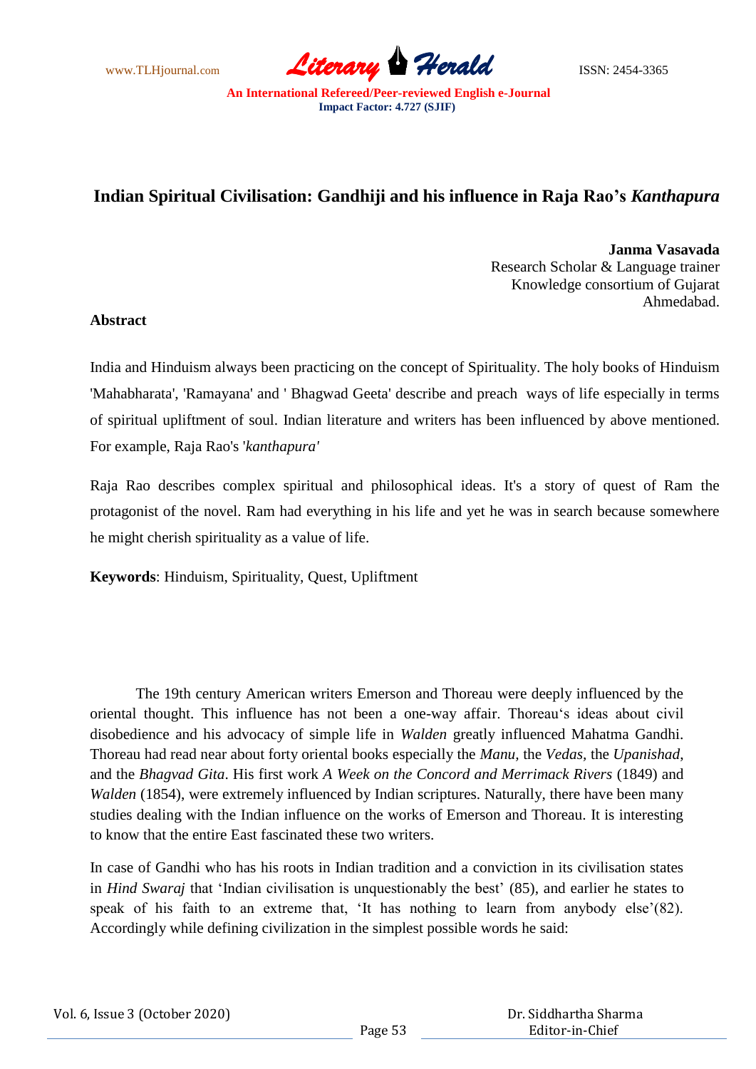# Indian Spiritual Civilisation: Gandhiji and his influence in Raja Rao's *Kanthapura*

**Janma Vasavada**
Research Scholar & Language trainer
Knowledge consortium of Gujarat
Ahmedabad.

**Abstract**

India and Hinduism always been practicing on the concept of Spirituality. The holy books of Hinduism 'Mahabharata', 'Ramayana' and ' Bhagwad Geeta' describe and preach ways of life especially in terms of spiritual upliftment of soul. Indian literature and writers has been influenced by above mentioned. For example, Raja Rao's '*kanthapura'*

Raja Rao describes complex spiritual and philosophical ideas. It's a story of quest of Ram the protagonist of the novel. Ram had everything in his life and yet he was in search because somewhere he might cherish spirituality as a value of life.

**Keywords**: Hinduism, Spirituality, Quest, Upliftment

The 19th century American writers Emerson and Thoreau were deeply influenced by the oriental thought. This influence has not been a one-way affair. Thoreau's ideas about civil disobedience and his advocacy of simple life in *Walden* greatly influenced Mahatma Gandhi. Thoreau had read near about forty oriental books especially the *Manu*, the *Vedas*, the *Upanishad*, and the *Bhagvad Gita*. His first work *A Week on the Concord and Merrimack Rivers* (1849) and *Walden* (1854), were extremely influenced by Indian scriptures. Naturally, there have been many studies dealing with the Indian influence on the works of Emerson and Thoreau. It is interesting to know that the entire East fascinated these two writers.

In case of Gandhi who has his roots in Indian tradition and a conviction in its civilisation states in *Hind Swaraj* that 'Indian civilisation is unquestionably the best' (85), and earlier he states to speak of his faith to an extreme that, 'It has nothing to learn from anybody else'(82). Accordingly while defining civilization in the simplest possible words he said: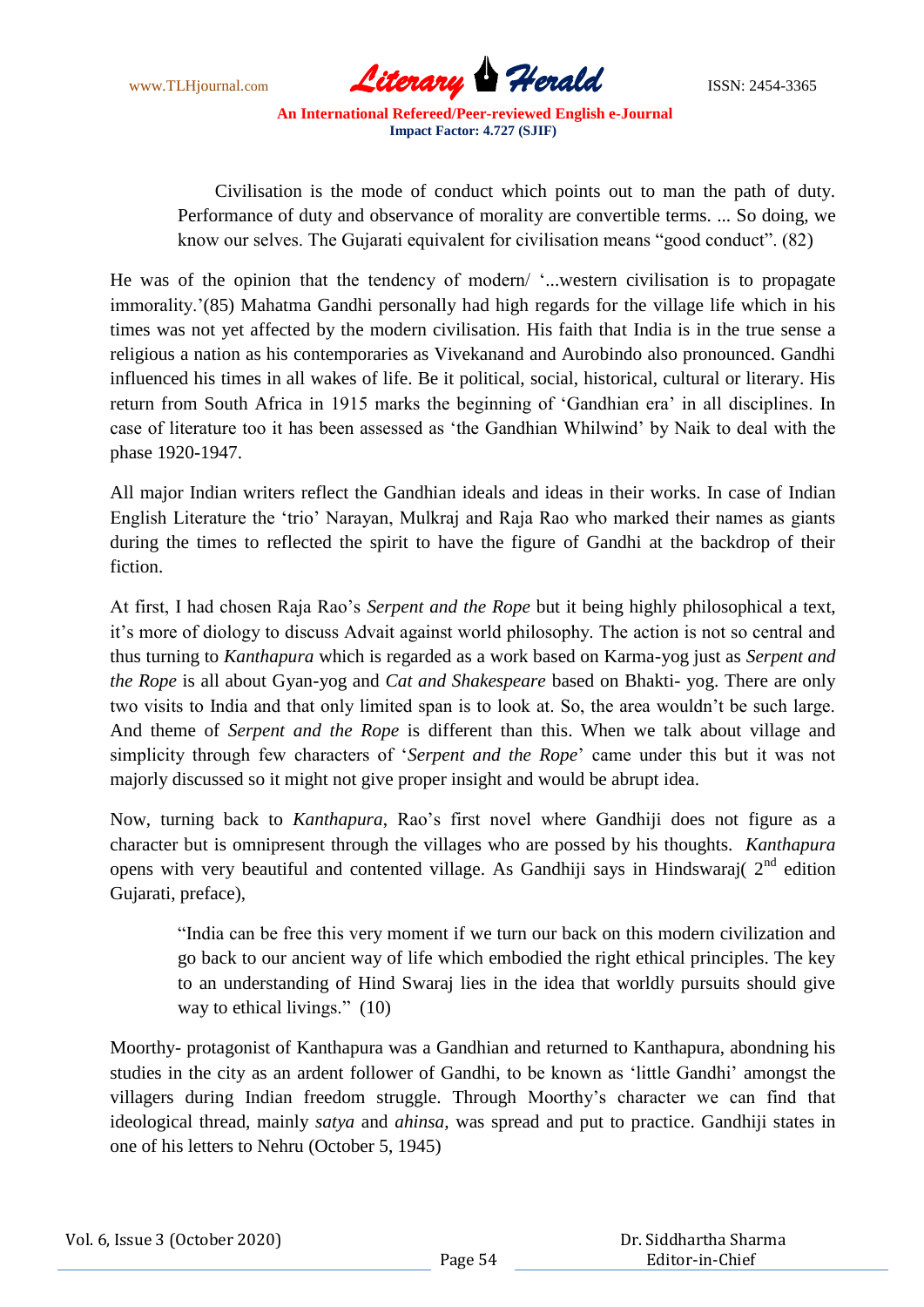> Civilisation is the mode of conduct which points out to man the path of duty. Performance of duty and observance of morality are convertible terms. ... So doing, we know our selves. The Gujarati equivalent for civilisation means "good conduct". (82)

He was of the opinion that the tendency of modern/ '...western civilisation is to propagate immorality.'(85) Mahatma Gandhi personally had high regards for the village life which in his times was not yet affected by the modern civilisation. His faith that India is in the true sense a religious a nation as his contemporaries as Vivekanand and Aurobindo also pronounced. Gandhi influenced his times in all wakes of life. Be it political, social, historical, cultural or literary. His return from South Africa in 1915 marks the beginning of 'Gandhian era' in all disciplines. In case of literature too it has been assessed as 'the Gandhian Whilwind' by Naik to deal with the phase 1920-1947.

All major Indian writers reflect the Gandhian ideals and ideas in their works. In case of Indian English Literature the 'trio' Narayan, Mulkraj and Raja Rao who marked their names as giants during the times to reflected the spirit to have the figure of Gandhi at the backdrop of their fiction.

At first, I had chosen Raja Rao's *Serpent and the Rope* but it being highly philosophical a text, it's more of diology to discuss Advait against world philosophy. The action is not so central and thus turning to *Kanthapura* which is regarded as a work based on Karma-yog just as *Serpent and the Rope* is all about Gyan-yog and *Cat and Shakespeare* based on Bhakti- yog. There are only two visits to India and that only limited span is to look at. So, the area wouldn't be such large. And theme of *Serpent and the Rope* is different than this. When we talk about village and simplicity through few characters of '*Serpent and the Rope*' came under this but it was not majorly discussed so it might not give proper insight and would be abrupt idea.

Now, turning back to *Kanthapura*, Rao's first novel where Gandhiji does not figure as a character but is omnipresent through the villages who are possed by his thoughts. *Kanthapura* opens with very beautiful and contented village. As Gandhiji says in Hindswaraj( 2nd edition Gujarati, preface),

> "India can be free this very moment if we turn our back on this modern civilization and go back to our ancient way of life which embodied the right ethical principles. The key to an understanding of Hind Swaraj lies in the idea that worldly pursuits should give way to ethical livings." (10)

Moorthy- protagonist of Kanthapura was a Gandhian and returned to Kanthapura, abondning his studies in the city as an ardent follower of Gandhi, to be known as 'little Gandhi' amongst the villagers during Indian freedom struggle. Through Moorthy's character we can find that ideological thread, mainly *satya* and *ahinsa,* was spread and put to practice. Gandhiji states in one of his letters to Nehru (October 5, 1945)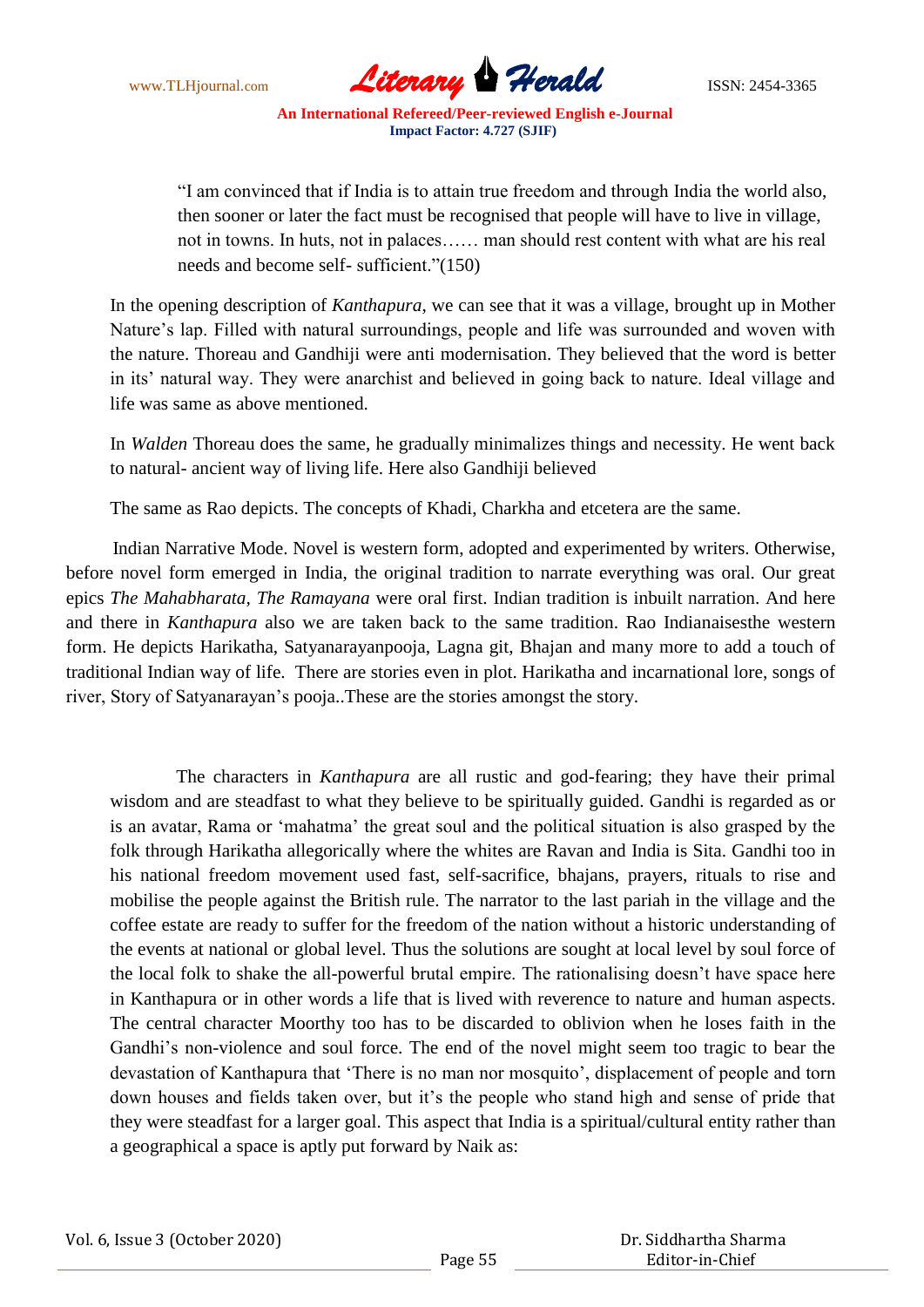> "I am convinced that if India is to attain true freedom and through India the world also, then sooner or later the fact must be recognised that people will have to live in village, not in towns. In huts, not in palaces…… man should rest content with what are his real needs and become self- sufficient."(150)

In the opening description of *Kanthapura*, we can see that it was a village, brought up in Mother Nature's lap. Filled with natural surroundings, people and life was surrounded and woven with the nature. Thoreau and Gandhiji were anti modernisation. They believed that the word is better in its' natural way. They were anarchist and believed in going back to nature. Ideal village and life was same as above mentioned.

In *Walden* Thoreau does the same, he gradually minimalizes things and necessity. He went back to natural- ancient way of living life. Here also Gandhiji believed

The same as Rao depicts. The concepts of Khadi, Charkha and etcetera are the same.

Indian Narrative Mode. Novel is western form, adopted and experimented by writers. Otherwise, before novel form emerged in India, the original tradition to narrate everything was oral. Our great epics *The Mahabharata*, *The Ramayana* were oral first. Indian tradition is inbuilt narration. And here and there in *Kanthapura* also we are taken back to the same tradition. Rao Indianaisesthe western form. He depicts Harikatha, Satyanarayanpooja, Lagna git, Bhajan and many more to add a touch of traditional Indian way of life. There are stories even in plot. Harikatha and incarnational lore, songs of river, Story of Satyanarayan's pooja..These are the stories amongst the story.

The characters in *Kanthapura* are all rustic and god-fearing; they have their primal wisdom and are steadfast to what they believe to be spiritually guided. Gandhi is regarded as or is an avatar, Rama or 'mahatma' the great soul and the political situation is also grasped by the folk through Harikatha allegorically where the whites are Ravan and India is Sita. Gandhi too in his national freedom movement used fast, self-sacrifice, bhajans, prayers, rituals to rise and mobilise the people against the British rule. The narrator to the last pariah in the village and the coffee estate are ready to suffer for the freedom of the nation without a historic understanding of the events at national or global level. Thus the solutions are sought at local level by soul force of the local folk to shake the all-powerful brutal empire. The rationalising doesn't have space here in Kanthapura or in other words a life that is lived with reverence to nature and human aspects. The central character Moorthy too has to be discarded to oblivion when he loses faith in the Gandhi's non-violence and soul force. The end of the novel might seem too tragic to bear the devastation of Kanthapura that 'There is no man nor mosquito', displacement of people and torn down houses and fields taken over, but it's the people who stand high and sense of pride that they were steadfast for a larger goal. This aspect that India is a spiritual/cultural entity rather than a geographical a space is aptly put forward by Naik as: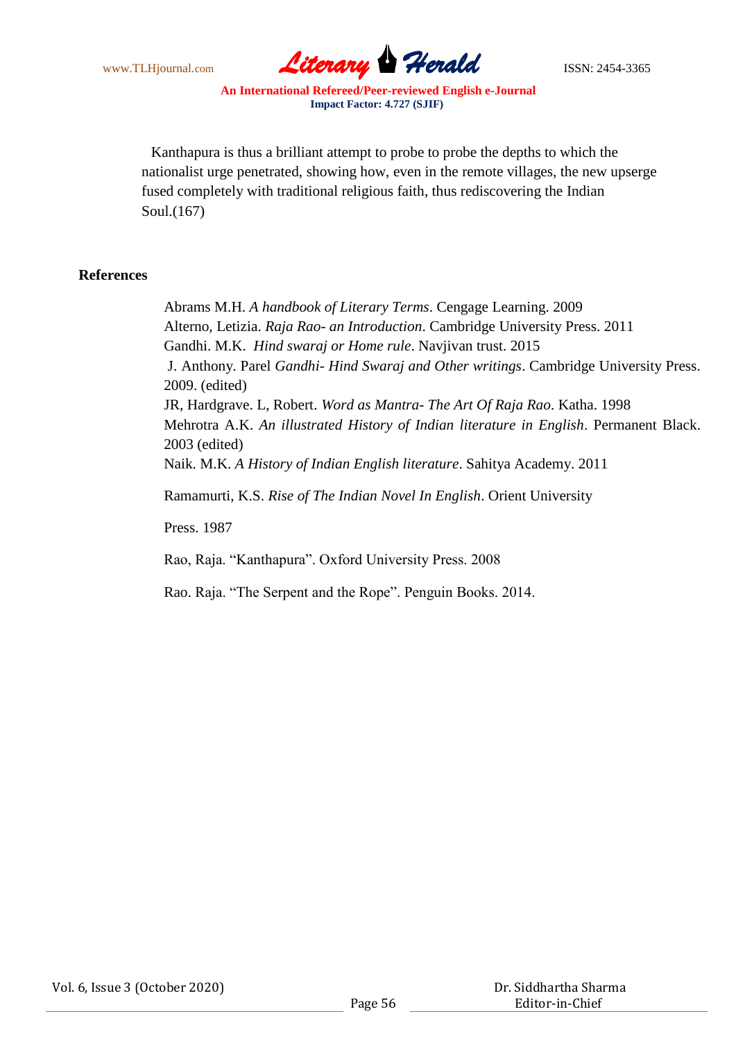Kanthapura is thus a brilliant attempt to probe to probe the depths to which the nationalist urge penetrated, showing how, even in the remote villages, the new upserge fused completely with traditional religious faith, thus rediscovering the Indian Soul.(167)

## References

Abrams M.H. *A handbook of Literary Terms*. Cengage Learning. 2009

Alterno, Letizia. *Raja Rao- an Introduction*. Cambridge University Press. 2011

Gandhi. M.K. *Hind swaraj or Home rule*. Navjivan trust. 2015

J. Anthony. Parel *Gandhi- Hind Swaraj and Other writings*. Cambridge University Press. 2009. (edited)

JR, Hardgrave. L, Robert. *Word as Mantra- The Art Of Raja Rao*. Katha. 1998

Mehrotra A.K. *An illustrated History of Indian literature in English*. Permanent Black. 2003 (edited)

Naik. M.K. *A History of Indian English literature*. Sahitya Academy. 2011

Ramamurti, K.S. *Rise of The Indian Novel In English*. Orient University Press. 1987

Rao, Raja. "Kanthapura". Oxford University Press. 2008

Rao. Raja. "The Serpent and the Rope". Penguin Books. 2014.